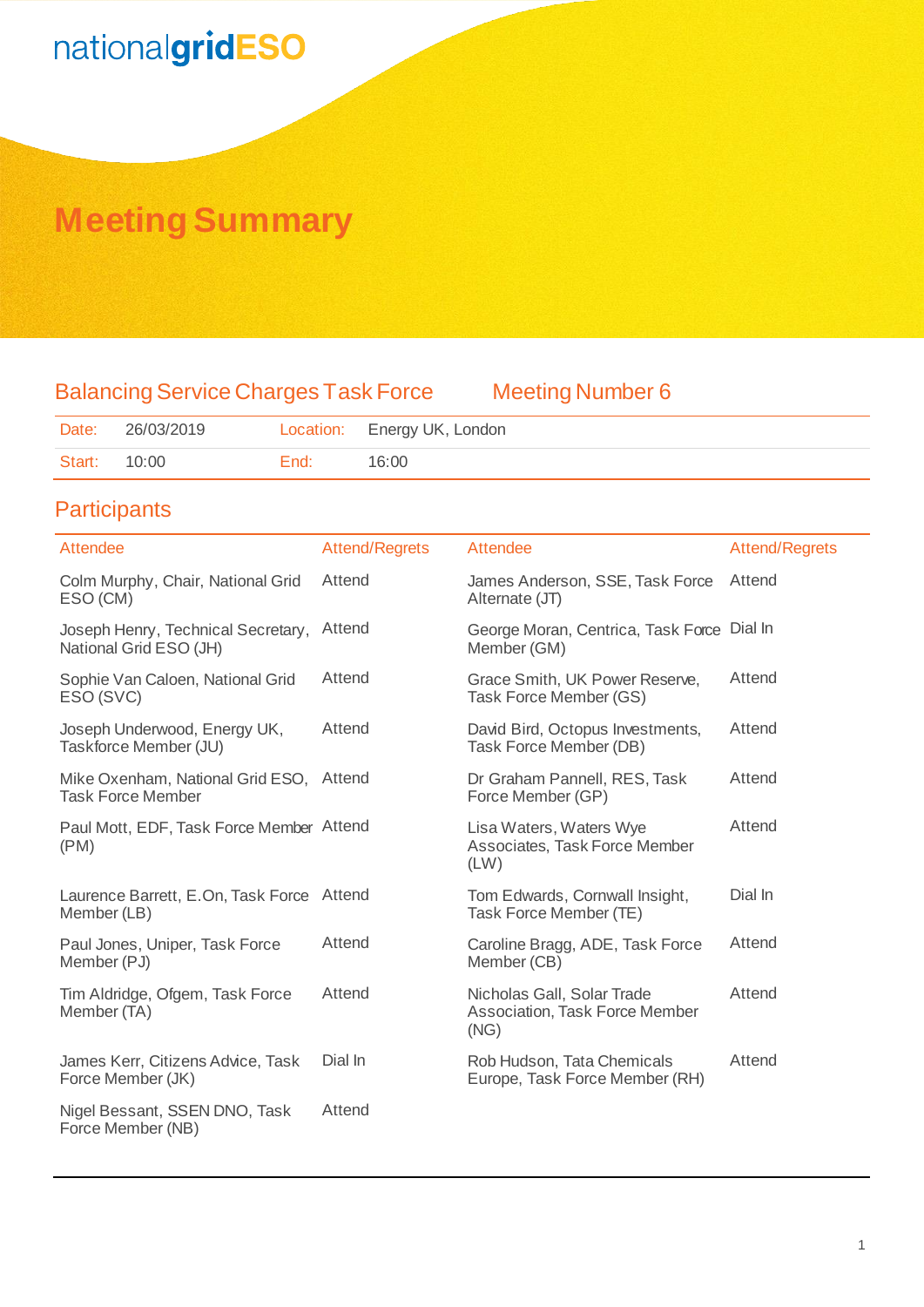nationalgridESO

# Meeting Summary

## Balancing Service Charges Task Force — Meeting Number 6

| Date: | 26/03/2019 | Location: | Energy UK, London |
|---|---|---|---|
| Start: | 10:00 | End: | 16:00 |

## Participants

| Attendee | Attend/Regrets | Attendee | Attend/Regrets |
|---|---|---|---|
| Colm Murphy, Chair, National Grid ESO (CM) | Attend | James Anderson, SSE, Task Force Alternate (JT) | Attend |
| Joseph Henry, Technical Secretary, National Grid ESO (JH) | Attend | George Moran, Centrica, Task Force Member (GM) | Dial In |
| Sophie Van Caloen, National Grid ESO (SVC) | Attend | Grace Smith, UK Power Reserve, Task Force Member (GS) | Attend |
| Joseph Underwood, Energy UK, Taskforce Member (JU) | Attend | David Bird, Octopus Investments, Task Force Member (DB) | Attend |
| Mike Oxenham, National Grid ESO, Task Force Member | Attend | Dr Graham Pannell, RES, Task Force Member (GP) | Attend |
| Paul Mott, EDF, Task Force Member (PM) | Attend | Lisa Waters, Waters Wye Associates, Task Force Member (LW) | Attend |
| Laurence Barrett, E.On, Task Force Member (LB) | Attend | Tom Edwards, Cornwall Insight, Task Force Member (TE) | Dial In |
| Paul Jones, Uniper, Task Force Member (PJ) | Attend | Caroline Bragg, ADE, Task Force Member (CB) | Attend |
| Tim Aldridge, Ofgem, Task Force Member (TA) | Attend | Nicholas Gall, Solar Trade Association, Task Force Member (NG) | Attend |
| James Kerr, Citizens Advice, Task Force Member (JK) | Dial In | Rob Hudson, Tata Chemicals Europe, Task Force Member (RH) | Attend |
| Nigel Bessant, SSEN DNO, Task Force Member (NB) | Attend | | |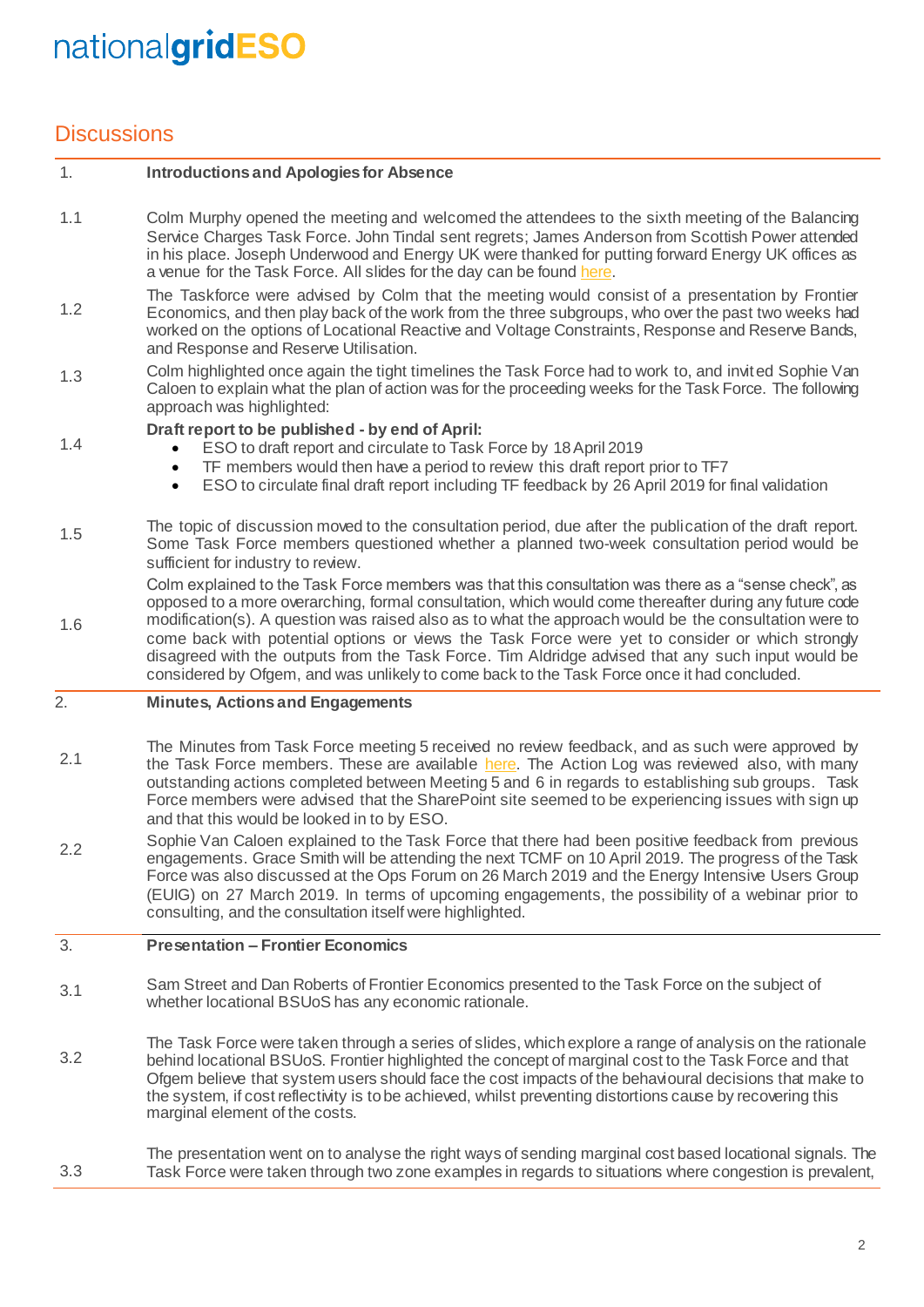## Discussions

| | |
|---|---|
| 1. | **Introductions and Apologies for Absence** |
| 1.1 | Colm Murphy opened the meeting and welcomed the attendees to the sixth meeting of the Balancing Service Charges Task Force. John Tindal sent regrets; James Anderson from Scottish Power attended in his place. Joseph Underwood and Energy UK were thanked for putting forward Energy UK offices as a venue for the Task Force. All slides for the day can be found here. |
| 1.2 | The Taskforce were advised by Colm that the meeting would consist of a presentation by Frontier Economics, and then play back of the work from the three subgroups, who over the past two weeks had worked on the options of Locational Reactive and Voltage Constraints, Response and Reserve Bands, and Response and Reserve Utilisation. |
| 1.3 | Colm highlighted once again the tight timelines the Task Force had to work to, and invited Sophie Van Caloen to explain what the plan of action was for the proceeding weeks for the Task Force. The following approach was highlighted: |
| 1.4 | **Draft report to be published - by end of April:**<br>• ESO to draft report and circulate to Task Force by 18 April 2019<br>• TF members would then have a period to review this draft report prior to TF7<br>• ESO to circulate final draft report including TF feedback by 26 April 2019 for final validation |
| 1.5 | The topic of discussion moved to the consultation period, due after the publication of the draft report. Some Task Force members questioned whether a planned two-week consultation period would be sufficient for industry to review. |
| 1.6 | Colm explained to the Task Force members was that this consultation was there as a "sense check", as opposed to a more overarching, formal consultation, which would come thereafter during any future code modification(s). A question was raised also as to what the approach would be the consultation were to come back with potential options or views the Task Force were yet to consider or which strongly disagreed with the outputs from the Task Force. Tim Aldridge advised that any such input would be considered by Ofgem, and was unlikely to come back to the Task Force once it had concluded. |
| 2. | **Minutes, Actions and Engagements** |
| 2.1 | The Minutes from Task Force meeting 5 received no review feedback, and as such were approved by the Task Force members. These are available here. The Action Log was reviewed also, with many outstanding actions completed between Meeting 5 and 6 in regards to establishing sub groups. Task Force members were advised that the SharePoint site seemed to be experiencing issues with sign up and that this would be looked in to by ESO. |
| 2.2 | Sophie Van Caloen explained to the Task Force that there had been positive feedback from previous engagements. Grace Smith will be attending the next TCMF on 10 April 2019. The progress of the Task Force was also discussed at the Ops Forum on 26 March 2019 and the Energy Intensive Users Group (EUIG) on 27 March 2019. In terms of upcoming engagements, the possibility of a webinar prior to consulting, and the consultation itself were highlighted. |
| 3. | **Presentation – Frontier Economics** |
| 3.1 | Sam Street and Dan Roberts of Frontier Economics presented to the Task Force on the subject of whether locational BSUoS has any economic rationale. |
| 3.2 | The Task Force were taken through a series of slides, which explore a range of analysis on the rationale behind locational BSUoS. Frontier highlighted the concept of marginal cost to the Task Force and that Ofgem believe that system users should face the cost impacts of the behavioural decisions that make to the system, if cost reflectivity is to be achieved, whilst preventing distortions cause by recovering this marginal element of the costs. |
| 3.3 | The presentation went on to analyse the right ways of sending marginal cost based locational signals. The Task Force were taken through two zone examples in regards to situations where congestion is prevalent, |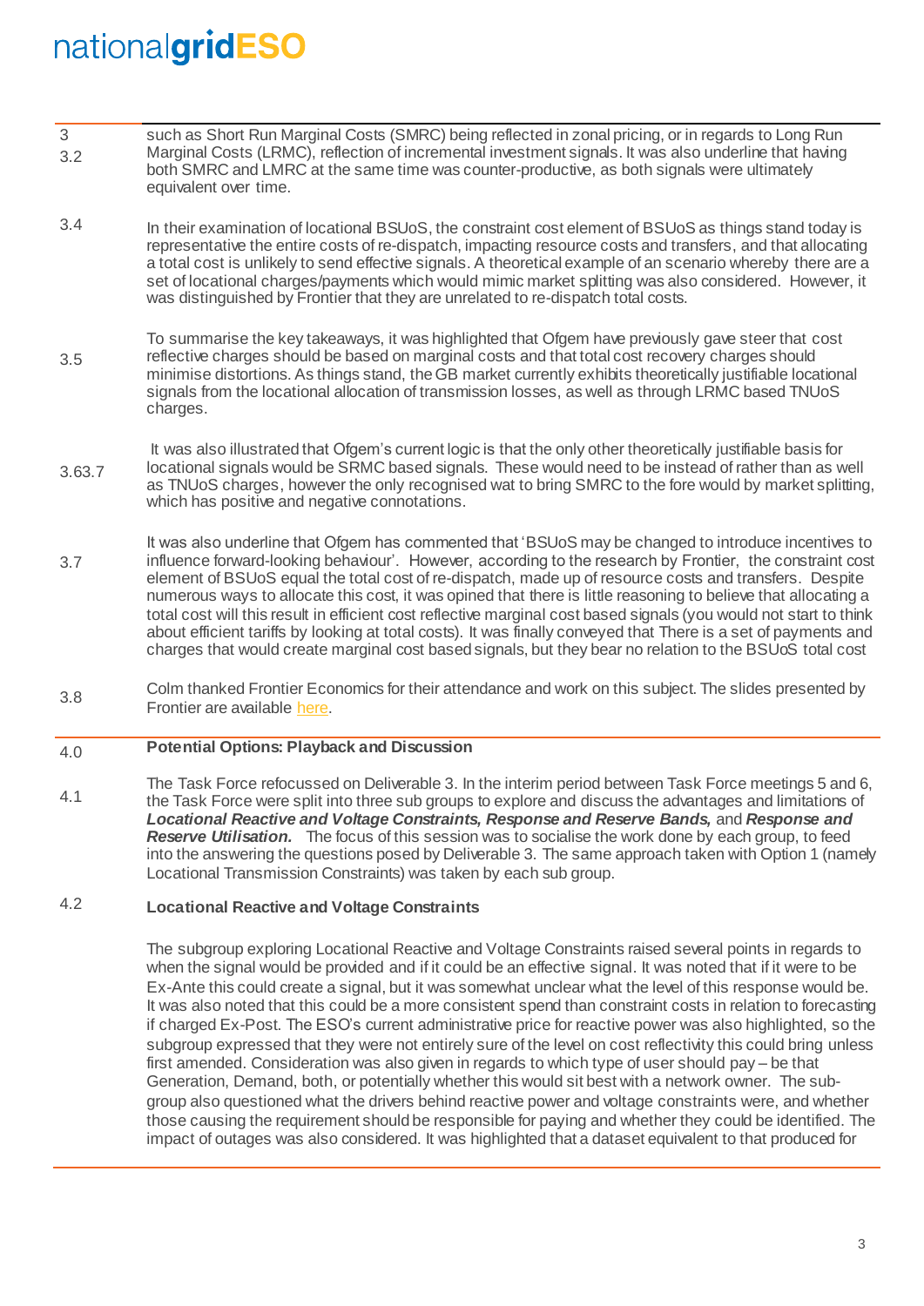| | |
|---|---|
| 3<br>3.2 | such as Short Run Marginal Costs (SMRC) being reflected in zonal pricing, or in regards to Long Run Marginal Costs (LRMC), reflection of incremental investment signals. It was also underline that having both SMRC and LMRC at the same time was counter-productive, as both signals were ultimately equivalent over time. |
| 3.4 | In their examination of locational BSUoS, the constraint cost element of BSUoS as things stand today is representative the entire costs of re-dispatch, impacting resource costs and transfers, and that allocating a total cost is unlikely to send effective signals. A theoretical example of an scenario whereby there are a set of locational charges/payments which would mimic market splitting was also considered. However, it was distinguished by Frontier that they are unrelated to re-dispatch total costs. |
| 3.5 | To summarise the key takeaways, it was highlighted that Ofgem have previously gave steer that cost reflective charges should be based on marginal costs and that total cost recovery charges should minimise distortions. As things stand, the GB market currently exhibits theoretically justifiable locational signals from the locational allocation of transmission losses, as well as through LRMC based TNUoS charges. |
| 3.63.7 | It was also illustrated that Ofgem's current logic is that the only other theoretically justifiable basis for locational signals would be SRMC based signals. These would need to be instead of rather than as well as TNUoS charges, however the only recognised wat to bring SMRC to the fore would by market splitting, which has positive and negative connotations. |
| 3.7 | It was also underline that Ofgem has commented that 'BSUoS may be changed to introduce incentives to influence forward-looking behaviour'. However, according to the research by Frontier, the constraint cost element of BSUoS equal the total cost of re-dispatch, made up of resource costs and transfers. Despite numerous ways to allocate this cost, it was opined that there is little reasoning to believe that allocating a total cost will this result in efficient cost reflective marginal cost based signals (you would not start to think about efficient tariffs by looking at total costs). It was finally conveyed that There is a set of payments and charges that would create marginal cost based signals, but they bear no relation to the BSUoS total cost |
| 3.8 | Colm thanked Frontier Economics for their attendance and work on this subject. The slides presented by Frontier are available [here](). |
| 4.0 | **Potential Options: Playback and Discussion** |
| 4.1 | The Task Force refocussed on Deliverable 3. In the interim period between Task Force meetings 5 and 6, the Task Force were split into three sub groups to explore and discuss the advantages and limitations of ***Locational Reactive and Voltage Constraints, Response and Reserve Bands,*** and ***Response and Reserve Utilisation.*** The focus of this session was to socialise the work done by each group, to feed into the answering the questions posed by Deliverable 3. The same approach taken with Option 1 (namely Locational Transmission Constraints) was taken by each sub group. |
| 4.2 | **Locational Reactive and Voltage Constraints**<br><br>The subgroup exploring Locational Reactive and Voltage Constraints raised several points in regards to when the signal would be provided and if it could be an effective signal. It was noted that if it were to be Ex-Ante this could create a signal, but it was somewhat unclear what the level of this response would be. It was also noted that this could be a more consistent spend than constraint costs in relation to forecasting if charged Ex-Post. The ESO's current administrative price for reactive power was also highlighted, so the subgroup expressed that they were not entirely sure of the level on cost reflectivity this could bring unless first amended. Consideration was also given in regards to which type of user should pay – be that Generation, Demand, both, or potentially whether this would sit best with a network owner. The sub-group also questioned what the drivers behind reactive power and voltage constraints were, and whether those causing the requirement should be responsible for paying and whether they could be identified. The impact of outages was also considered. It was highlighted that a dataset equivalent to that produced for |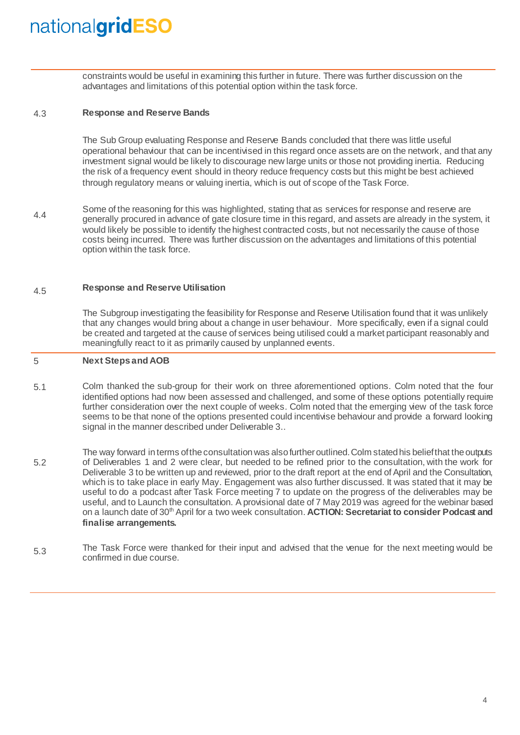constraints would be useful in examining this further in future. There was further discussion on the advantages and limitations of this potential option within the task force.

4.3 **Response and Reserve Bands**

The Sub Group evaluating Response and Reserve Bands concluded that there was little useful operational behaviour that can be incentivised in this regard once assets are on the network, and that any investment signal would be likely to discourage new large units or those not providing inertia. Reducing the risk of a frequency event should in theory reduce frequency costs but this might be best achieved through regulatory means or valuing inertia, which is out of scope of the Task Force.

4.4 Some of the reasoning for this was highlighted, stating that as services for response and reserve are generally procured in advance of gate closure time in this regard, and assets are already in the system, it would likely be possible to identify the highest contracted costs, but not necessarily the cause of those costs being incurred. There was further discussion on the advantages and limitations of this potential option within the task force.

4.5 **Response and Reserve Utilisation**

The Subgroup investigating the feasibility for Response and Reserve Utilisation found that it was unlikely that any changes would bring about a change in user behaviour. More specifically, even if a signal could be created and targeted at the cause of services being utilised could a market participant reasonably and meaningfully react to it as primarily caused by unplanned events.

5 **Next Steps and AOB**

5.1 Colm thanked the sub-group for their work on three aforementioned options. Colm noted that the four identified options had now been assessed and challenged, and some of these options potentially require further consideration over the next couple of weeks. Colm noted that the emerging view of the task force seems to be that none of the options presented could incentivise behaviour and provide a forward looking signal in the manner described under Deliverable 3..

5.2 The way forward in terms of the consultation was also further outlined. Colm stated his belief that the outputs of Deliverables 1 and 2 were clear, but needed to be refined prior to the consultation, with the work for Deliverable 3 to be written up and reviewed, prior to the draft report at the end of April and the Consultation, which is to take place in early May. Engagement was also further discussed. It was stated that it may be useful to do a podcast after Task Force meeting 7 to update on the progress of the deliverables may be useful, and to Launch the consultation. A provisional date of 7 May 2019 was agreed for the webinar based on a launch date of 30th April for a two week consultation. **ACTION: Secretariat to consider Podcast and finalise arrangements.**

5.3 The Task Force were thanked for their input and advised that the venue for the next meeting would be confirmed in due course.